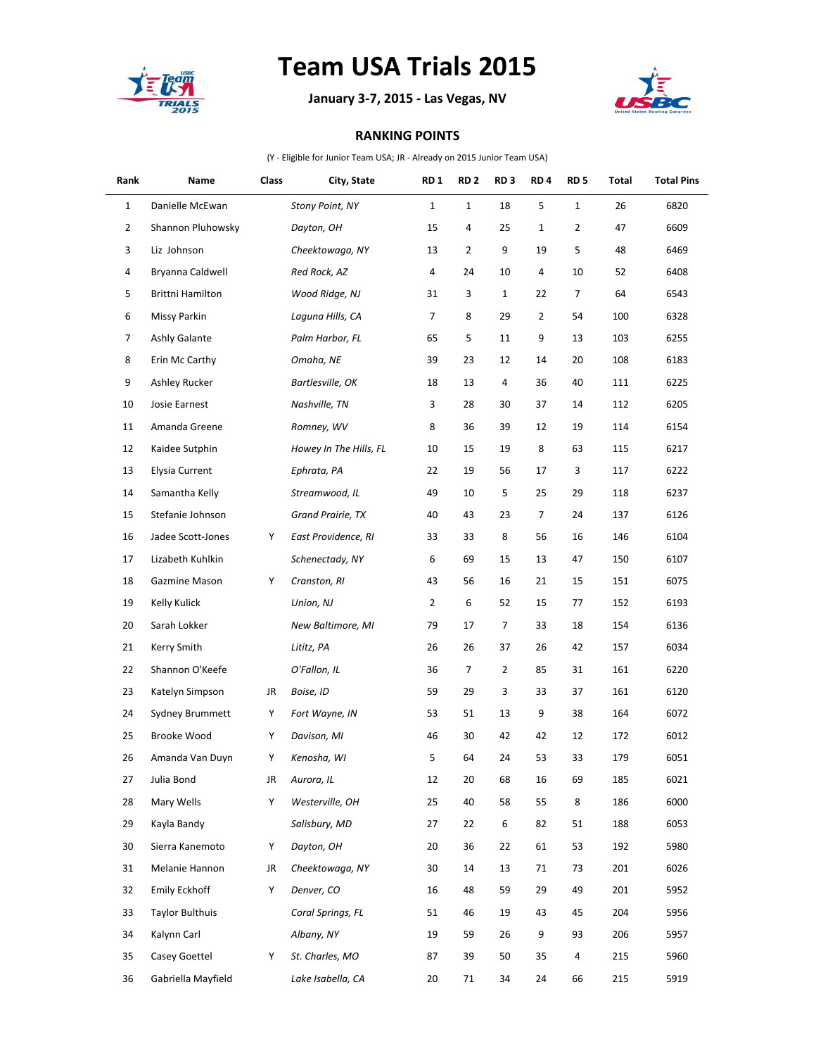# Team USA Trials 2015

**January 3-7, 2015 - Las Vegas, NV**

**RANKING POINTS**

(Y - Eligible for Junior Team USA; JR - Already on 2015 Junior Team USA)

| Rank | Name | Class | City, State | RD 1 | RD 2 | RD 3 | RD 4 | RD 5 | Total | Total Pins |
|---|---|---|---|---|---|---|---|---|---|---|
| 1 | Danielle McEwan | | *Stony Point, NY* | 1 | 1 | 18 | 5 | 1 | 26 | 6820 |
| 2 | Shannon Pluhowsky | | *Dayton, OH* | 15 | 4 | 25 | 1 | 2 | 47 | 6609 |
| 3 | Liz Johnson | | *Cheektowaga, NY* | 13 | 2 | 9 | 19 | 5 | 48 | 6469 |
| 4 | Bryanna Caldwell | | *Red Rock, AZ* | 4 | 24 | 10 | 4 | 10 | 52 | 6408 |
| 5 | Brittni Hamilton | | *Wood Ridge, NJ* | 31 | 3 | 1 | 22 | 7 | 64 | 6543 |
| 6 | Missy Parkin | | *Laguna Hills, CA* | 7 | 8 | 29 | 2 | 54 | 100 | 6328 |
| 7 | Ashly Galante | | *Palm Harbor, FL* | 65 | 5 | 11 | 9 | 13 | 103 | 6255 |
| 8 | Erin Mc Carthy | | *Omaha, NE* | 39 | 23 | 12 | 14 | 20 | 108 | 6183 |
| 9 | Ashley Rucker | | *Bartlesville, OK* | 18 | 13 | 4 | 36 | 40 | 111 | 6225 |
| 10 | Josie Earnest | | *Nashville, TN* | 3 | 28 | 30 | 37 | 14 | 112 | 6205 |
| 11 | Amanda Greene | | *Romney, WV* | 8 | 36 | 39 | 12 | 19 | 114 | 6154 |
| 12 | Kaidee Sutphin | | *Howey In The Hills, FL* | 10 | 15 | 19 | 8 | 63 | 115 | 6217 |
| 13 | Elysia Current | | *Ephrata, PA* | 22 | 19 | 56 | 17 | 3 | 117 | 6222 |
| 14 | Samantha Kelly | | *Streamwood, IL* | 49 | 10 | 5 | 25 | 29 | 118 | 6237 |
| 15 | Stefanie Johnson | | *Grand Prairie, TX* | 40 | 43 | 23 | 7 | 24 | 137 | 6126 |
| 16 | Jadee Scott-Jones | Y | *East Providence, RI* | 33 | 33 | 8 | 56 | 16 | 146 | 6104 |
| 17 | Lizabeth Kuhlkin | | *Schenectady, NY* | 6 | 69 | 15 | 13 | 47 | 150 | 6107 |
| 18 | Gazmine Mason | Y | *Cranston, RI* | 43 | 56 | 16 | 21 | 15 | 151 | 6075 |
| 19 | Kelly Kulick | | *Union, NJ* | 2 | 6 | 52 | 15 | 77 | 152 | 6193 |
| 20 | Sarah Lokker | | *New Baltimore, MI* | 79 | 17 | 7 | 33 | 18 | 154 | 6136 |
| 21 | Kerry Smith | | *Lititz, PA* | 26 | 26 | 37 | 26 | 42 | 157 | 6034 |
| 22 | Shannon O'Keefe | | *O'Fallon, IL* | 36 | 7 | 2 | 85 | 31 | 161 | 6220 |
| 23 | Katelyn Simpson | JR | *Boise, ID* | 59 | 29 | 3 | 33 | 37 | 161 | 6120 |
| 24 | Sydney Brummett | Y | *Fort Wayne, IN* | 53 | 51 | 13 | 9 | 38 | 164 | 6072 |
| 25 | Brooke Wood | Y | *Davison, MI* | 46 | 30 | 42 | 42 | 12 | 172 | 6012 |
| 26 | Amanda Van Duyn | Y | *Kenosha, WI* | 5 | 64 | 24 | 53 | 33 | 179 | 6051 |
| 27 | Julia Bond | JR | *Aurora, IL* | 12 | 20 | 68 | 16 | 69 | 185 | 6021 |
| 28 | Mary Wells | Y | *Westerville, OH* | 25 | 40 | 58 | 55 | 8 | 186 | 6000 |
| 29 | Kayla Bandy | | *Salisbury, MD* | 27 | 22 | 6 | 82 | 51 | 188 | 6053 |
| 30 | Sierra Kanemoto | Y | *Dayton, OH* | 20 | 36 | 22 | 61 | 53 | 192 | 5980 |
| 31 | Melanie Hannon | JR | *Cheektowaga, NY* | 30 | 14 | 13 | 71 | 73 | 201 | 6026 |
| 32 | Emily Eckhoff | Y | *Denver, CO* | 16 | 48 | 59 | 29 | 49 | 201 | 5952 |
| 33 | Taylor Bulthuis | | *Coral Springs, FL* | 51 | 46 | 19 | 43 | 45 | 204 | 5956 |
| 34 | Kalynn Carl | | *Albany, NY* | 19 | 59 | 26 | 9 | 93 | 206 | 5957 |
| 35 | Casey Goettel | Y | *St. Charles, MO* | 87 | 39 | 50 | 35 | 4 | 215 | 5960 |
| 36 | Gabriella Mayfield | | *Lake Isabella, CA* | 20 | 71 | 34 | 24 | 66 | 215 | 5919 |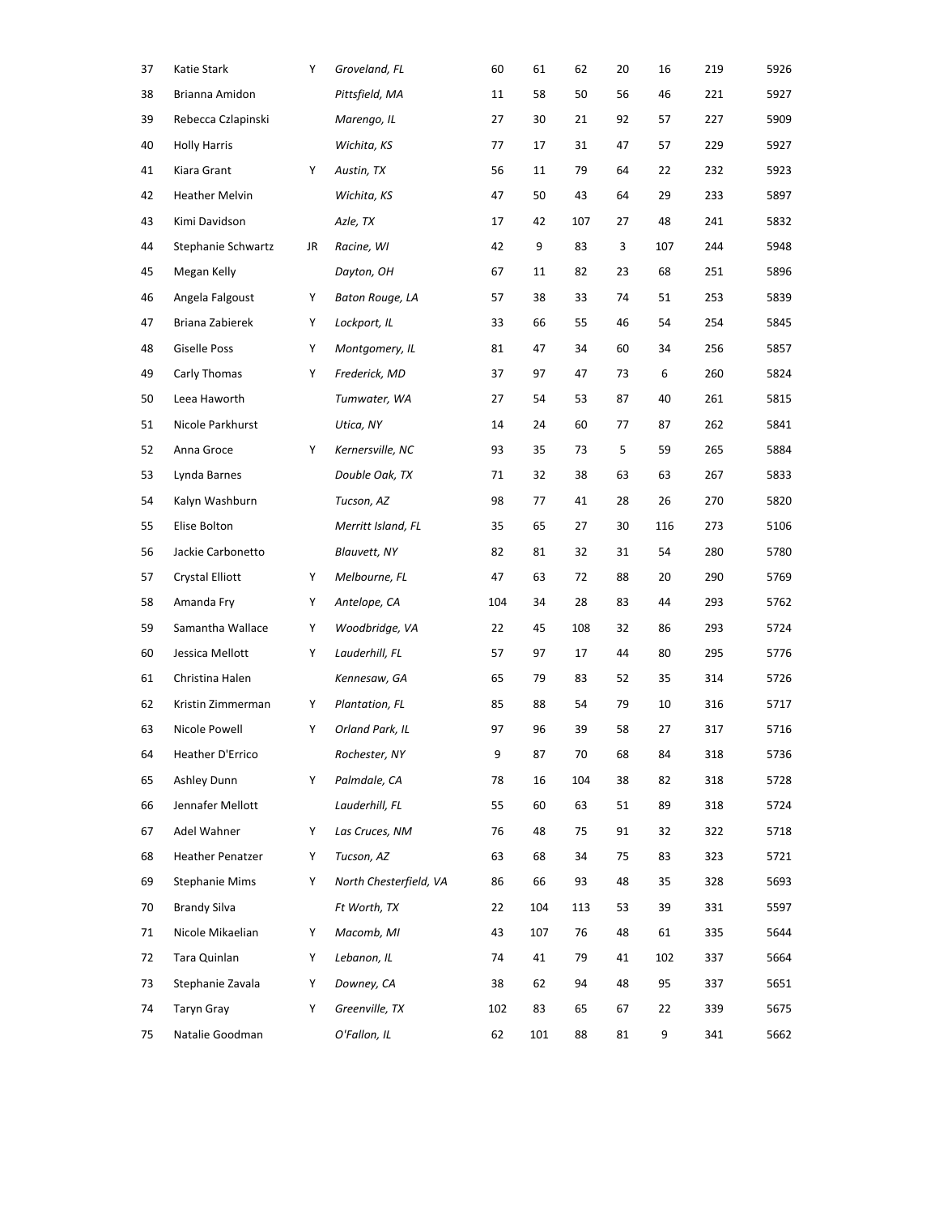| | | | | | | | | | | |
|---|---|---|---|---|---|---|---|---|---|---|
| 37 | Katie Stark | Y | *Groveland, FL* | 60 | 61 | 62 | 20 | 16 | 219 | 5926 |
| 38 | Brianna Amidon | | *Pittsfield, MA* | 11 | 58 | 50 | 56 | 46 | 221 | 5927 |
| 39 | Rebecca Czlapinski | | *Marengo, IL* | 27 | 30 | 21 | 92 | 57 | 227 | 5909 |
| 40 | Holly Harris | | *Wichita, KS* | 77 | 17 | 31 | 47 | 57 | 229 | 5927 |
| 41 | Kiara Grant | Y | *Austin, TX* | 56 | 11 | 79 | 64 | 22 | 232 | 5923 |
| 42 | Heather Melvin | | *Wichita, KS* | 47 | 50 | 43 | 64 | 29 | 233 | 5897 |
| 43 | Kimi Davidson | | *Azle, TX* | 17 | 42 | 107 | 27 | 48 | 241 | 5832 |
| 44 | Stephanie Schwartz | JR | *Racine, WI* | 42 | 9 | 83 | 3 | 107 | 244 | 5948 |
| 45 | Megan Kelly | | *Dayton, OH* | 67 | 11 | 82 | 23 | 68 | 251 | 5896 |
| 46 | Angela Falgoust | Y | *Baton Rouge, LA* | 57 | 38 | 33 | 74 | 51 | 253 | 5839 |
| 47 | Briana Zabierek | Y | *Lockport, IL* | 33 | 66 | 55 | 46 | 54 | 254 | 5845 |
| 48 | Giselle Poss | Y | *Montgomery, IL* | 81 | 47 | 34 | 60 | 34 | 256 | 5857 |
| 49 | Carly Thomas | Y | *Frederick, MD* | 37 | 97 | 47 | 73 | 6 | 260 | 5824 |
| 50 | Leea Haworth | | *Tumwater, WA* | 27 | 54 | 53 | 87 | 40 | 261 | 5815 |
| 51 | Nicole Parkhurst | | *Utica, NY* | 14 | 24 | 60 | 77 | 87 | 262 | 5841 |
| 52 | Anna Groce | Y | *Kernersville, NC* | 93 | 35 | 73 | 5 | 59 | 265 | 5884 |
| 53 | Lynda Barnes | | *Double Oak, TX* | 71 | 32 | 38 | 63 | 63 | 267 | 5833 |
| 54 | Kalyn Washburn | | *Tucson, AZ* | 98 | 77 | 41 | 28 | 26 | 270 | 5820 |
| 55 | Elise Bolton | | *Merritt Island, FL* | 35 | 65 | 27 | 30 | 116 | 273 | 5106 |
| 56 | Jackie Carbonetto | | *Blauvett, NY* | 82 | 81 | 32 | 31 | 54 | 280 | 5780 |
| 57 | Crystal Elliott | Y | *Melbourne, FL* | 47 | 63 | 72 | 88 | 20 | 290 | 5769 |
| 58 | Amanda Fry | Y | *Antelope, CA* | 104 | 34 | 28 | 83 | 44 | 293 | 5762 |
| 59 | Samantha Wallace | Y | *Woodbridge, VA* | 22 | 45 | 108 | 32 | 86 | 293 | 5724 |
| 60 | Jessica Mellott | Y | *Lauderhill, FL* | 57 | 97 | 17 | 44 | 80 | 295 | 5776 |
| 61 | Christina Halen | | *Kennesaw, GA* | 65 | 79 | 83 | 52 | 35 | 314 | 5726 |
| 62 | Kristin Zimmerman | Y | *Plantation, FL* | 85 | 88 | 54 | 79 | 10 | 316 | 5717 |
| 63 | Nicole Powell | Y | *Orland Park, IL* | 97 | 96 | 39 | 58 | 27 | 317 | 5716 |
| 64 | Heather D'Errico | | *Rochester, NY* | 9 | 87 | 70 | 68 | 84 | 318 | 5736 |
| 65 | Ashley Dunn | Y | *Palmdale, CA* | 78 | 16 | 104 | 38 | 82 | 318 | 5728 |
| 66 | Jennafer Mellott | | *Lauderhill, FL* | 55 | 60 | 63 | 51 | 89 | 318 | 5724 |
| 67 | Adel Wahner | Y | *Las Cruces, NM* | 76 | 48 | 75 | 91 | 32 | 322 | 5718 |
| 68 | Heather Penatzer | Y | *Tucson, AZ* | 63 | 68 | 34 | 75 | 83 | 323 | 5721 |
| 69 | Stephanie Mims | Y | *North Chesterfield, VA* | 86 | 66 | 93 | 48 | 35 | 328 | 5693 |
| 70 | Brandy Silva | | *Ft Worth, TX* | 22 | 104 | 113 | 53 | 39 | 331 | 5597 |
| 71 | Nicole Mikaelian | Y | *Macomb, MI* | 43 | 107 | 76 | 48 | 61 | 335 | 5644 |
| 72 | Tara Quinlan | Y | *Lebanon, IL* | 74 | 41 | 79 | 41 | 102 | 337 | 5664 |
| 73 | Stephanie Zavala | Y | *Downey, CA* | 38 | 62 | 94 | 48 | 95 | 337 | 5651 |
| 74 | Taryn Gray | Y | *Greenville, TX* | 102 | 83 | 65 | 67 | 22 | 339 | 5675 |
| 75 | Natalie Goodman | | *O'Fallon, IL* | 62 | 101 | 88 | 81 | 9 | 341 | 5662 |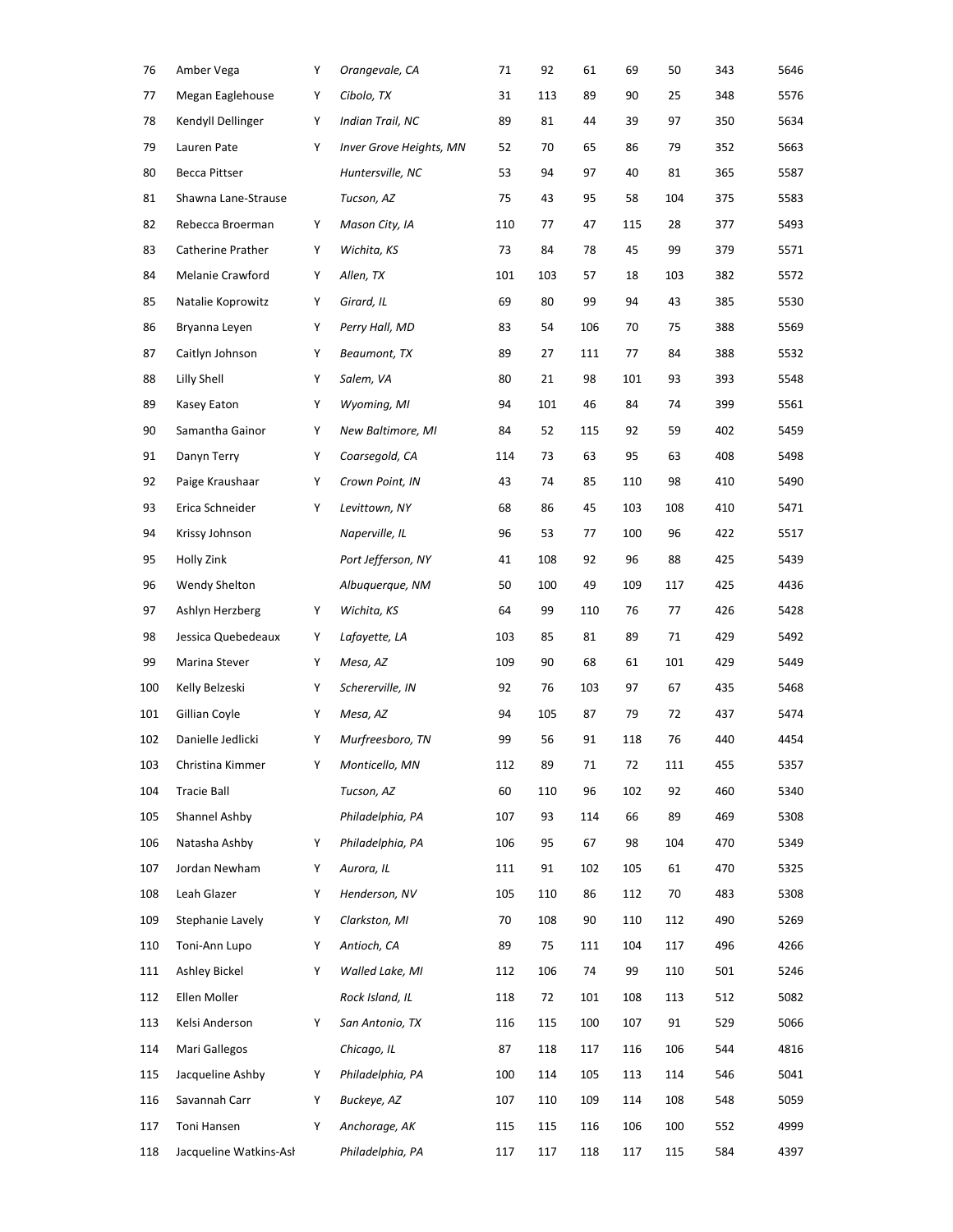| | | | | | | | | | | |
|---|---|---|---|---|---|---|---|---|---|---|
| 76 | Amber Vega | Y | *Orangevale, CA* | 71 | 92 | 61 | 69 | 50 | 343 | 5646 |
| 77 | Megan Eaglehouse | Y | *Cibolo, TX* | 31 | 113 | 89 | 90 | 25 | 348 | 5576 |
| 78 | Kendyll Dellinger | Y | *Indian Trail, NC* | 89 | 81 | 44 | 39 | 97 | 350 | 5634 |
| 79 | Lauren Pate | Y | *Inver Grove Heights, MN* | 52 | 70 | 65 | 86 | 79 | 352 | 5663 |
| 80 | Becca Pittser | | *Huntersville, NC* | 53 | 94 | 97 | 40 | 81 | 365 | 5587 |
| 81 | Shawna Lane-Strause | | *Tucson, AZ* | 75 | 43 | 95 | 58 | 104 | 375 | 5583 |
| 82 | Rebecca Broerman | Y | *Mason City, IA* | 110 | 77 | 47 | 115 | 28 | 377 | 5493 |
| 83 | Catherine Prather | Y | *Wichita, KS* | 73 | 84 | 78 | 45 | 99 | 379 | 5571 |
| 84 | Melanie Crawford | Y | *Allen, TX* | 101 | 103 | 57 | 18 | 103 | 382 | 5572 |
| 85 | Natalie Koprowitz | Y | *Girard, IL* | 69 | 80 | 99 | 94 | 43 | 385 | 5530 |
| 86 | Bryanna Leyen | Y | *Perry Hall, MD* | 83 | 54 | 106 | 70 | 75 | 388 | 5569 |
| 87 | Caitlyn Johnson | Y | *Beaumont, TX* | 89 | 27 | 111 | 77 | 84 | 388 | 5532 |
| 88 | Lilly Shell | Y | *Salem, VA* | 80 | 21 | 98 | 101 | 93 | 393 | 5548 |
| 89 | Kasey Eaton | Y | *Wyoming, MI* | 94 | 101 | 46 | 84 | 74 | 399 | 5561 |
| 90 | Samantha Gainor | Y | *New Baltimore, MI* | 84 | 52 | 115 | 92 | 59 | 402 | 5459 |
| 91 | Danyn Terry | Y | *Coarsegold, CA* | 114 | 73 | 63 | 95 | 63 | 408 | 5498 |
| 92 | Paige Kraushaar | Y | *Crown Point, IN* | 43 | 74 | 85 | 110 | 98 | 410 | 5490 |
| 93 | Erica Schneider | Y | *Levittown, NY* | 68 | 86 | 45 | 103 | 108 | 410 | 5471 |
| 94 | Krissy Johnson | | *Naperville, IL* | 96 | 53 | 77 | 100 | 96 | 422 | 5517 |
| 95 | Holly Zink | | *Port Jefferson, NY* | 41 | 108 | 92 | 96 | 88 | 425 | 5439 |
| 96 | Wendy Shelton | | *Albuquerque, NM* | 50 | 100 | 49 | 109 | 117 | 425 | 4436 |
| 97 | Ashlyn Herzberg | Y | *Wichita, KS* | 64 | 99 | 110 | 76 | 77 | 426 | 5428 |
| 98 | Jessica Quebedeaux | Y | *Lafayette, LA* | 103 | 85 | 81 | 89 | 71 | 429 | 5492 |
| 99 | Marina Stever | Y | *Mesa, AZ* | 109 | 90 | 68 | 61 | 101 | 429 | 5449 |
| 100 | Kelly Belzeski | Y | *Schererville, IN* | 92 | 76 | 103 | 97 | 67 | 435 | 5468 |
| 101 | Gillian Coyle | Y | *Mesa, AZ* | 94 | 105 | 87 | 79 | 72 | 437 | 5474 |
| 102 | Danielle Jedlicki | Y | *Murfreesboro, TN* | 99 | 56 | 91 | 118 | 76 | 440 | 4454 |
| 103 | Christina Kimmer | Y | *Monticello, MN* | 112 | 89 | 71 | 72 | 111 | 455 | 5357 |
| 104 | Tracie Ball | | *Tucson, AZ* | 60 | 110 | 96 | 102 | 92 | 460 | 5340 |
| 105 | Shannel Ashby | | *Philadelphia, PA* | 107 | 93 | 114 | 66 | 89 | 469 | 5308 |
| 106 | Natasha Ashby | Y | *Philadelphia, PA* | 106 | 95 | 67 | 98 | 104 | 470 | 5349 |
| 107 | Jordan Newham | Y | *Aurora, IL* | 111 | 91 | 102 | 105 | 61 | 470 | 5325 |
| 108 | Leah Glazer | Y | *Henderson, NV* | 105 | 110 | 86 | 112 | 70 | 483 | 5308 |
| 109 | Stephanie Lavely | Y | *Clarkston, MI* | 70 | 108 | 90 | 110 | 112 | 490 | 5269 |
| 110 | Toni-Ann Lupo | Y | *Antioch, CA* | 89 | 75 | 111 | 104 | 117 | 496 | 4266 |
| 111 | Ashley Bickel | Y | *Walled Lake, MI* | 112 | 106 | 74 | 99 | 110 | 501 | 5246 |
| 112 | Ellen Moller | | *Rock Island, IL* | 118 | 72 | 101 | 108 | 113 | 512 | 5082 |
| 113 | Kelsi Anderson | Y | *San Antonio, TX* | 116 | 115 | 100 | 107 | 91 | 529 | 5066 |
| 114 | Mari Gallegos | | *Chicago, IL* | 87 | 118 | 117 | 116 | 106 | 544 | 4816 |
| 115 | Jacqueline Ashby | Y | *Philadelphia, PA* | 100 | 114 | 105 | 113 | 114 | 546 | 5041 |
| 116 | Savannah Carr | Y | *Buckeye, AZ* | 107 | 110 | 109 | 114 | 108 | 548 | 5059 |
| 117 | Toni Hansen | Y | *Anchorage, AK* | 115 | 115 | 116 | 106 | 100 | 552 | 4999 |
| 118 | Jacqueline Watkins-Ash | | *Philadelphia, PA* | 117 | 117 | 118 | 117 | 115 | 584 | 4397 |